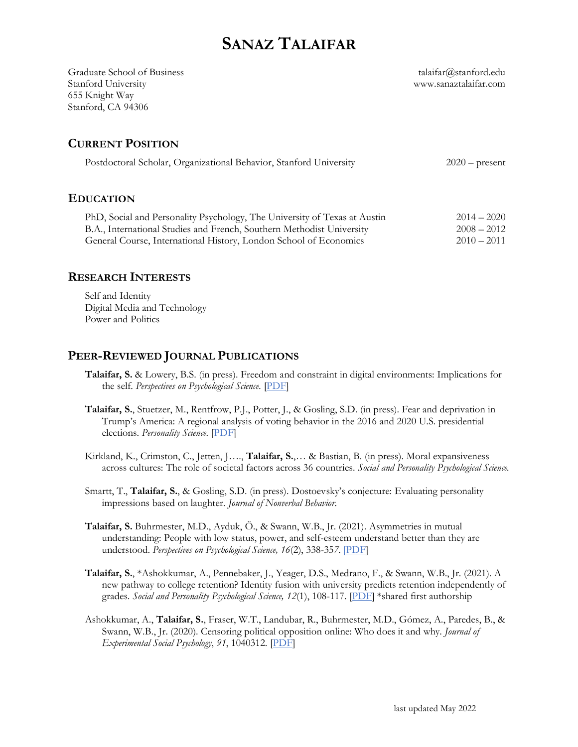# Sanaz Talaifar

Graduate School of Business
Stanford University
655 Knight Way
Stanford, CA 94306

talaifar@stanford.edu
www.sanaztalaifar.com

## Current Position

Postdoctoral Scholar, Organizational Behavior, Stanford University — 2020 – present

## Education

PhD, Social and Personality Psychology, The University of Texas at Austin — 2014 – 2020
B.A., International Studies and French, Southern Methodist University — 2008 – 2012
General Course, International History, London School of Economics — 2010 – 2011

## Research Interests

Self and Identity
Digital Media and Technology
Power and Politics

## Peer-Reviewed Journal Publications

**Talaifar, S.** & Lowery, B.S. (in press). Freedom and constraint in digital environments: Implications for the self. *Perspectives on Psychological Science.* [PDF]

**Talaifar, S.**, Stuetzer, M., Rentfrow, P.J., Potter, J., & Gosling, S.D. (in press). Fear and deprivation in Trump's America: A regional analysis of voting behavior in the 2016 and 2020 U.S. presidential elections. *Personality Science*. [PDF]

Kirkland, K., Crimston, C., Jetten, J…., **Talaifar, S.**,… & Bastian, B. (in press). Moral expansiveness across cultures: The role of societal factors across 36 countries. *Social and Personality Psychological Science.*

Smartt, T., **Talaifar, S.**, & Gosling, S.D. (in press). Dostoevsky's conjecture: Evaluating personality impressions based on laughter. *Journal of Nonverbal Behavior.*

**Talaifar, S.** Buhrmester, M.D., Ayduk, Ö., & Swann, W.B., Jr. (2021). Asymmetries in mutual understanding: People with low status, power, and self-esteem understand better than they are understood. *Perspectives on Psychological Science, 16*(2), 338-357. [PDF]

**Talaifar, S.**, *Ashokkumar, A., Pennebaker, J., Yeager, D.S., Medrano, F., & Swann, W.B., Jr. (2021). A new pathway to college retention? Identity fusion with university predicts retention independently of grades. *Social and Personality Psychological Science, 12*(1), 108-117. [PDF] *shared first authorship

Ashokkumar, A., **Talaifar, S.**, Fraser, W.T., Landubar, R., Buhrmester, M.D., Gómez, A., Paredes, B., & Swann, W.B., Jr. (2020). Censoring political opposition online: Who does it and why. *Journal of Experimental Social Psychology*, *91*, 1040312. [PDF]

last updated May 2022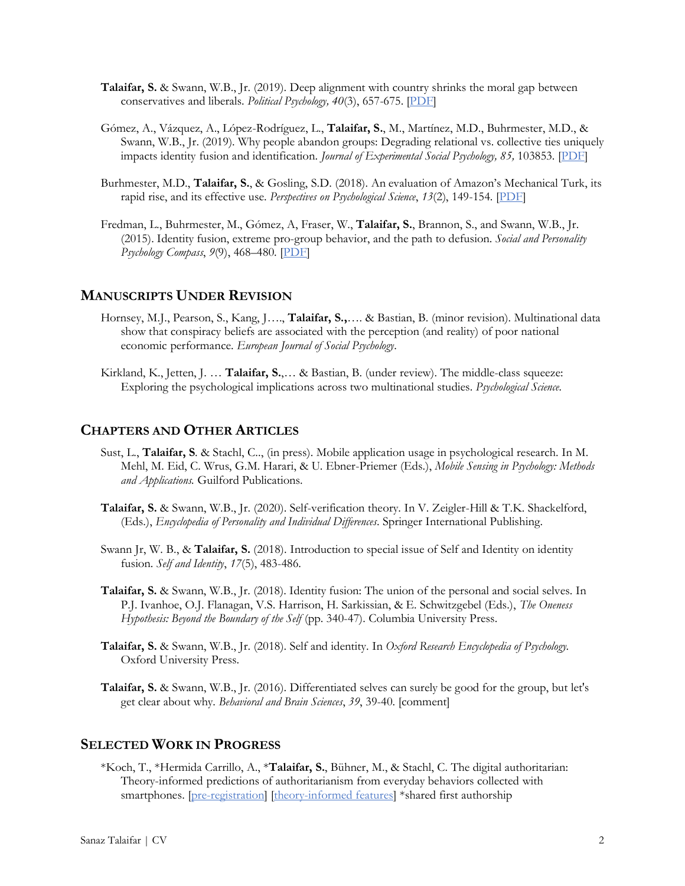**Talaifar, S.** & Swann, W.B., Jr. (2019). Deep alignment with country shrinks the moral gap between conservatives and liberals. *Political Psychology, 40*(3), 657-675. [PDF]

Gómez, A., Vázquez, A., López-Rodríguez, L., **Talaifar, S.**, M., Martínez, M.D., Buhrmester, M.D., & Swann, W.B., Jr. (2019). Why people abandon groups: Degrading relational vs. collective ties uniquely impacts identity fusion and identification. *Journal of Experimental Social Psychology, 85,* 103853. [PDF]

Burhmester, M.D., **Talaifar, S.**, & Gosling, S.D. (2018). An evaluation of Amazon's Mechanical Turk, its rapid rise, and its effective use. *Perspectives on Psychological Science*, *13*(2), 149-154. [PDF]

Fredman, L., Buhrmester, M., Gómez, A, Fraser, W., **Talaifar, S.**, Brannon, S., and Swann, W.B., Jr. (2015). Identity fusion, extreme pro-group behavior, and the path to defusion. *Social and Personality Psychology Compass*, *9*(9), 468–480. [PDF]

## Manuscripts Under Revision

Hornsey, M.J., Pearson, S., Kang, J…., **Talaifar, S.,**…. & Bastian, B. (minor revision). Multinational data show that conspiracy beliefs are associated with the perception (and reality) of poor national economic performance. *European Journal of Social Psychology*.

Kirkland, K., Jetten, J. … **Talaifar, S.**,… & Bastian, B. (under review). The middle-class squeeze: Exploring the psychological implications across two multinational studies. *Psychological Science.*

## Chapters and Other Articles

Sust, L., **Talaifar, S**. & Stachl, C.., (in press). Mobile application usage in psychological research. In M. Mehl, M. Eid, C. Wrus, G.M. Harari, & U. Ebner-Priemer (Eds.), *Mobile Sensing in Psychology: Methods and Applications.* Guilford Publications.

**Talaifar, S.** & Swann, W.B., Jr. (2020). Self-verification theory. In V. Zeigler-Hill & T.K. Shackelford, (Eds.), *Encyclopedia of Personality and Individual Differences*. Springer International Publishing.

Swann Jr, W. B., & **Talaifar, S.** (2018). Introduction to special issue of Self and Identity on identity fusion. *Self and Identity*, *17*(5), 483-486.

**Talaifar, S.** & Swann, W.B., Jr. (2018). Identity fusion: The union of the personal and social selves. In P.J. Ivanhoe, O.J. Flanagan, V.S. Harrison, H. Sarkissian, & E. Schwitzgebel (Eds.), *The Oneness Hypothesis: Beyond the Boundary of the Self* (pp. 340-47). Columbia University Press.

**Talaifar, S.** & Swann, W.B., Jr. (2018). Self and identity. In *Oxford Research Encyclopedia of Psychology.* Oxford University Press.

**Talaifar, S.** & Swann, W.B., Jr. (2016). Differentiated selves can surely be good for the group, but let's get clear about why. *Behavioral and Brain Sciences*, *39*, 39-40. [comment]

## Selected Work in Progress

*Koch, T., *Hermida Carrillo, A., ***Talaifar, S.**, Bühner, M., & Stachl, C. The digital authoritarian: Theory-informed predictions of authoritarianism from everyday behaviors collected with smartphones. [pre-registration] [theory-informed features] *shared first authorship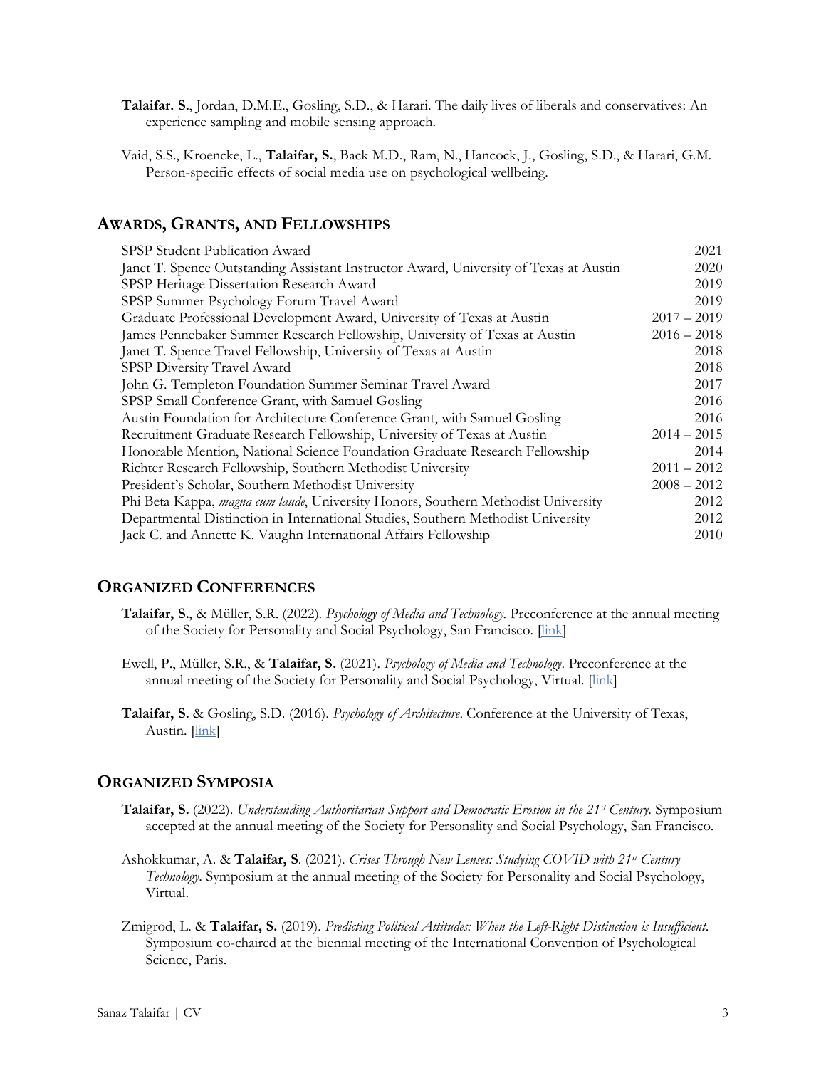**Talaifar. S.**, Jordan, D.M.E., Gosling, S.D., & Harari. The daily lives of liberals and conservatives: An experience sampling and mobile sensing approach.

Vaid, S.S., Kroencke, L., **Talaifar, S.**, Back M.D., Ram, N., Hancock, J., Gosling, S.D., & Harari, G.M. Person-specific effects of social media use on psychological wellbeing.

## AWARDS, GRANTS, AND FELLOWSHIPS

| | |
|---|---|
| SPSP Student Publication Award | 2021 |
| Janet T. Spence Outstanding Assistant Instructor Award, University of Texas at Austin | 2020 |
| SPSP Heritage Dissertation Research Award | 2019 |
| SPSP Summer Psychology Forum Travel Award | 2019 |
| Graduate Professional Development Award, University of Texas at Austin | 2017 – 2019 |
| James Pennebaker Summer Research Fellowship, University of Texas at Austin | 2016 – 2018 |
| Janet T. Spence Travel Fellowship, University of Texas at Austin | 2018 |
| SPSP Diversity Travel Award | 2018 |
| John G. Templeton Foundation Summer Seminar Travel Award | 2017 |
| SPSP Small Conference Grant, with Samuel Gosling | 2016 |
| Austin Foundation for Architecture Conference Grant, with Samuel Gosling | 2016 |
| Recruitment Graduate Research Fellowship, University of Texas at Austin | 2014 – 2015 |
| Honorable Mention, National Science Foundation Graduate Research Fellowship | 2014 |
| Richter Research Fellowship, Southern Methodist University | 2011 – 2012 |
| President's Scholar, Southern Methodist University | 2008 – 2012 |
| Phi Beta Kappa, *magna cum laude*, University Honors, Southern Methodist University | 2012 |
| Departmental Distinction in International Studies, Southern Methodist University | 2012 |
| Jack C. and Annette K. Vaughn International Affairs Fellowship | 2010 |

## ORGANIZED CONFERENCES

**Talaifar, S.**, & Müller, S.R. (2022). *Psychology of Media and Technology.* Preconference at the annual meeting of the Society for Personality and Social Psychology, San Francisco. [link]

Ewell, P., Müller, S.R., & **Talaifar, S.** (2021). *Psychology of Media and Technology*. Preconference at the annual meeting of the Society for Personality and Social Psychology, Virtual. [link]

**Talaifar, S.** & Gosling, S.D. (2016). *Psychology of Architecture*. Conference at the University of Texas, Austin. [link]

## ORGANIZED SYMPOSIA

**Talaifar, S.** (2022). *Understanding Authoritarian Support and Democratic Erosion in the 21st Century*. Symposium accepted at the annual meeting of the Society for Personality and Social Psychology, San Francisco.

Ashokkumar, A. & **Talaifar, S**. (2021). *Crises Through New Lenses: Studying COVID with 21st Century Technology*. Symposium at the annual meeting of the Society for Personality and Social Psychology, Virtual.

Zmigrod, L. & **Talaifar, S.** (2019). *Predicting Political Attitudes: When the Left-Right Distinction is Insufficient.* Symposium co-chaired at the biennial meeting of the International Convention of Psychological Science, Paris.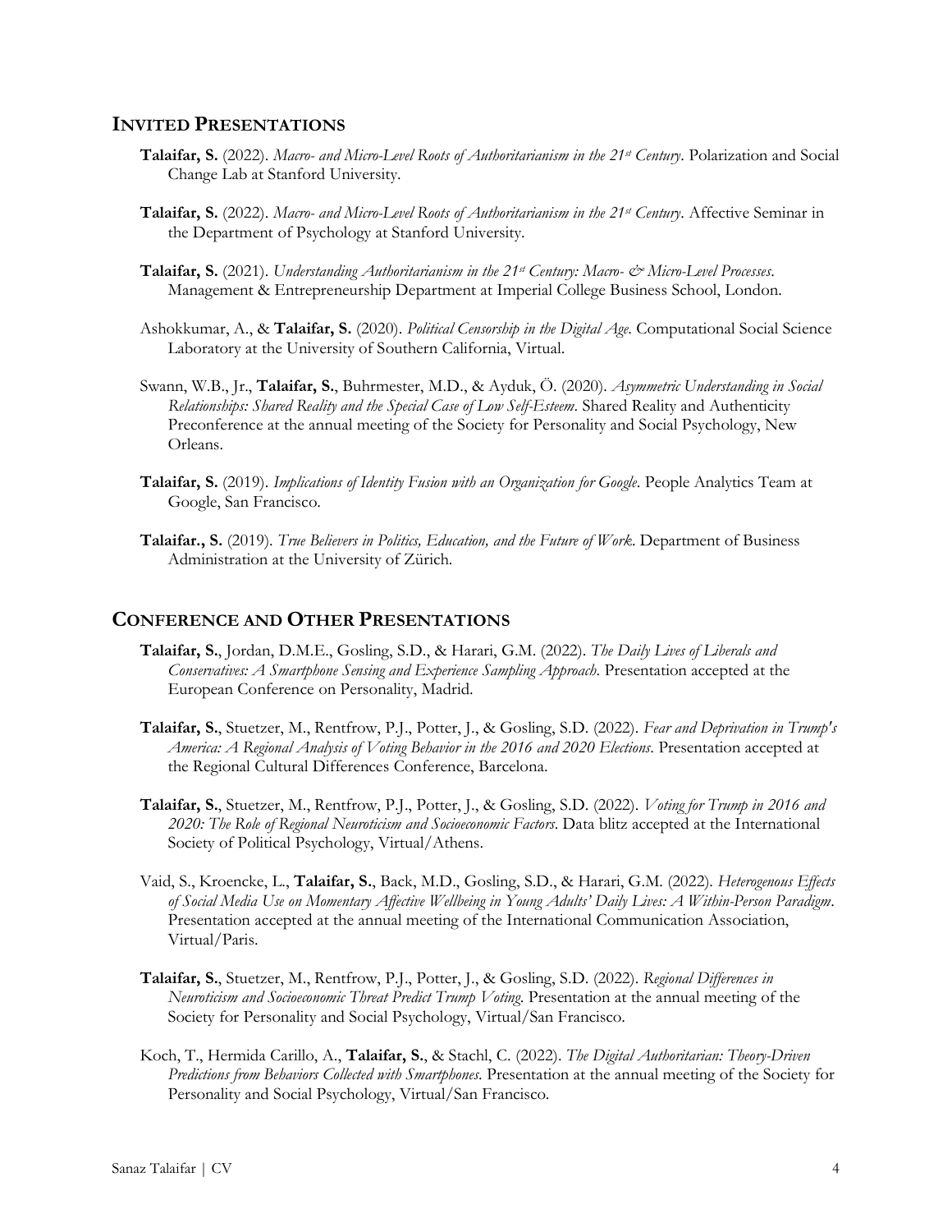## INVITED PRESENTATIONS

**Talaifar, S.** (2022). *Macro- and Micro-Level Roots of Authoritarianism in the 21st Century*. Polarization and Social Change Lab at Stanford University.

**Talaifar, S.** (2022). *Macro- and Micro-Level Roots of Authoritarianism in the 21st Century*. Affective Seminar in the Department of Psychology at Stanford University.

**Talaifar, S.** (2021). *Understanding Authoritarianism in the 21st Century: Macro- & Micro-Level Processes*. Management & Entrepreneurship Department at Imperial College Business School, London.

Ashokkumar, A., & **Talaifar, S.** (2020). *Political Censorship in the Digital Age*. Computational Social Science Laboratory at the University of Southern California, Virtual.

Swann, W.B., Jr., **Talaifar, S.**, Buhrmester, M.D., & Ayduk, Ö. (2020). *Asymmetric Understanding in Social Relationships: Shared Reality and the Special Case of Low Self-Esteem*. Shared Reality and Authenticity Preconference at the annual meeting of the Society for Personality and Social Psychology, New Orleans.

**Talaifar, S.** (2019). *Implications of Identity Fusion with an Organization for Google*. People Analytics Team at Google, San Francisco.

**Talaifar., S.** (2019). *True Believers in Politics, Education, and the Future of Work*. Department of Business Administration at the University of Zürich.

## CONFERENCE AND OTHER PRESENTATIONS

**Talaifar, S.**, Jordan, D.M.E., Gosling, S.D., & Harari, G.M. (2022). *The Daily Lives of Liberals and Conservatives: A Smartphone Sensing and Experience Sampling Approach*. Presentation accepted at the European Conference on Personality, Madrid.

**Talaifar, S.**, Stuetzer, M., Rentfrow, P.J., Potter, J., & Gosling, S.D. (2022). *Fear and Deprivation in Trump's America: A Regional Analysis of Voting Behavior in the 2016 and 2020 Elections*. Presentation accepted at the Regional Cultural Differences Conference, Barcelona.

**Talaifar, S.**, Stuetzer, M., Rentfrow, P.J., Potter, J., & Gosling, S.D. (2022). *Voting for Trump in 2016 and 2020: The Role of Regional Neuroticism and Socioeconomic Factors*. Data blitz accepted at the International Society of Political Psychology, Virtual/Athens.

Vaid, S., Kroencke, L., **Talaifar, S.**, Back, M.D., Gosling, S.D., & Harari, G.M. (2022). *Heterogenous Effects of Social Media Use on Momentary Affective Wellbeing in Young Adults' Daily Lives: A Within-Person Paradigm*. Presentation accepted at the annual meeting of the International Communication Association, Virtual/Paris.

**Talaifar, S.**, Stuetzer, M., Rentfrow, P.J., Potter, J., & Gosling, S.D. (2022). *Regional Differences in Neuroticism and Socioeconomic Threat Predict Trump Voting*. Presentation at the annual meeting of the Society for Personality and Social Psychology, Virtual/San Francisco.

Koch, T., Hermida Carillo, A., **Talaifar, S.**, & Stachl, C. (2022). *The Digital Authoritarian: Theory-Driven Predictions from Behaviors Collected with Smartphones*. Presentation at the annual meeting of the Society for Personality and Social Psychology, Virtual/San Francisco.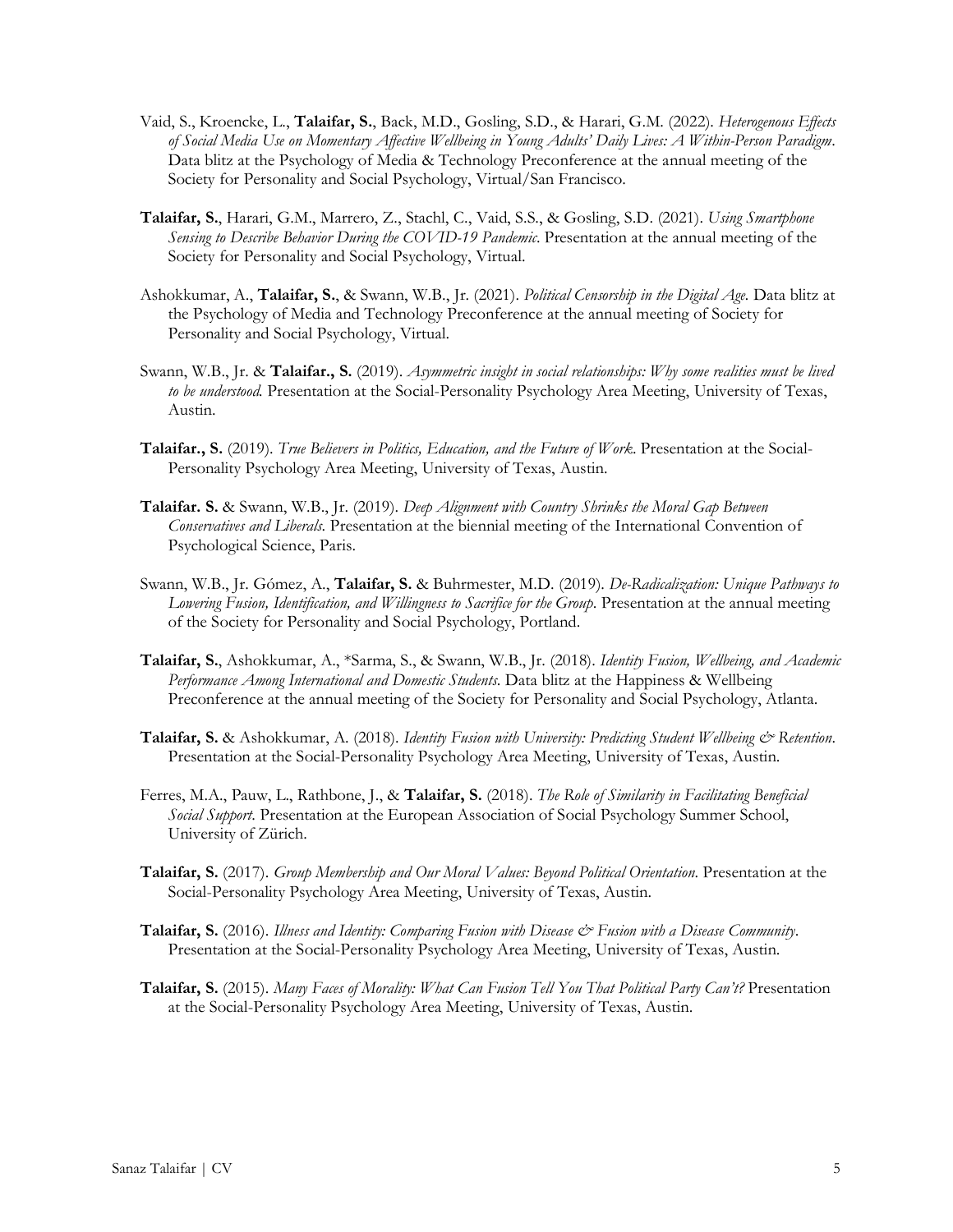Vaid, S., Kroencke, L., **Talaifar, S.**, Back, M.D., Gosling, S.D., & Harari, G.M. (2022). *Heterogenous Effects of Social Media Use on Momentary Affective Wellbeing in Young Adults' Daily Lives: A Within-Person Paradigm*. Data blitz at the Psychology of Media & Technology Preconference at the annual meeting of the Society for Personality and Social Psychology, Virtual/San Francisco.

**Talaifar, S.**, Harari, G.M., Marrero, Z., Stachl, C., Vaid, S.S., & Gosling, S.D. (2021). *Using Smartphone Sensing to Describe Behavior During the COVID-19 Pandemic*. Presentation at the annual meeting of the Society for Personality and Social Psychology, Virtual.

Ashokkumar, A., **Talaifar, S.**, & Swann, W.B., Jr. (2021). *Political Censorship in the Digital Age*. Data blitz at the Psychology of Media and Technology Preconference at the annual meeting of Society for Personality and Social Psychology, Virtual.

Swann, W.B., Jr. & **Talaifar., S.** (2019). *Asymmetric insight in social relationships: Why some realities must be lived to be understood.* Presentation at the Social-Personality Psychology Area Meeting, University of Texas, Austin.

**Talaifar., S.** (2019). *True Believers in Politics, Education, and the Future of Work*. Presentation at the Social-Personality Psychology Area Meeting, University of Texas, Austin.

**Talaifar. S.** & Swann, W.B., Jr. (2019). *Deep Alignment with Country Shrinks the Moral Gap Between Conservatives and Liberals.* Presentation at the biennial meeting of the International Convention of Psychological Science, Paris.

Swann, W.B., Jr. Gómez, A., **Talaifar, S.** & Buhrmester, M.D. (2019). *De-Radicalization: Unique Pathways to Lowering Fusion, Identification, and Willingness to Sacrifice for the Group*. Presentation at the annual meeting of the Society for Personality and Social Psychology, Portland.

**Talaifar, S.**, Ashokkumar, A., *Sarma, S., & Swann, W.B., Jr. (2018). *Identity Fusion, Wellbeing, and Academic Performance Among International and Domestic Students.* Data blitz at the Happiness & Wellbeing Preconference at the annual meeting of the Society for Personality and Social Psychology, Atlanta.

**Talaifar, S.** & Ashokkumar, A. (2018). *Identity Fusion with University: Predicting Student Wellbeing & Retention*. Presentation at the Social-Personality Psychology Area Meeting, University of Texas, Austin.

Ferres, M.A., Pauw, L., Rathbone, J., & **Talaifar, S.** (2018). *The Role of Similarity in Facilitating Beneficial Social Support.* Presentation at the European Association of Social Psychology Summer School, University of Zürich.

**Talaifar, S.** (2017). *Group Membership and Our Moral Values: Beyond Political Orientation*. Presentation at the Social-Personality Psychology Area Meeting, University of Texas, Austin.

**Talaifar, S.** (2016). *Illness and Identity: Comparing Fusion with Disease & Fusion with a Disease Community*. Presentation at the Social-Personality Psychology Area Meeting, University of Texas, Austin.

**Talaifar, S.** (2015). *Many Faces of Morality: What Can Fusion Tell You That Political Party Can't?* Presentation at the Social-Personality Psychology Area Meeting, University of Texas, Austin.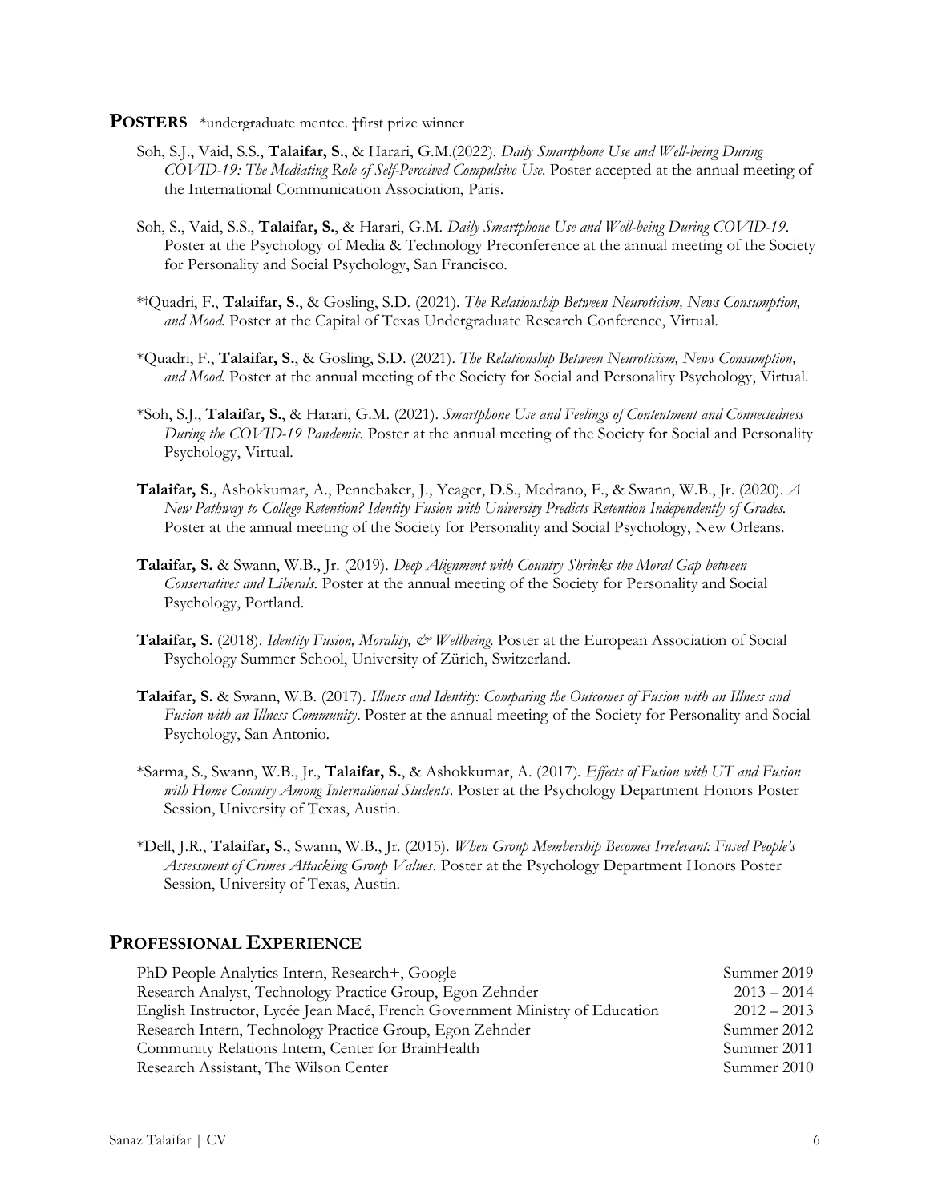## **POSTERS** *undergraduate mentee. †first prize winner

Soh, S.J., Vaid, S.S., **Talaifar, S.**, & Harari, G.M.(2022). *Daily Smartphone Use and Well-being During COVID-19: The Mediating Role of Self-Perceived Compulsive Use.* Poster accepted at the annual meeting of the International Communication Association, Paris.

Soh, S., Vaid, S.S., **Talaifar, S.**, & Harari, G.M. *Daily Smartphone Use and Well-being During COVID-19.* Poster at the Psychology of Media & Technology Preconference at the annual meeting of the Society for Personality and Social Psychology, San Francisco.

*†Quadri, F., **Talaifar, S.**, & Gosling, S.D. (2021). *The Relationship Between Neuroticism, News Consumption, and Mood.* Poster at the Capital of Texas Undergraduate Research Conference, Virtual.

*Quadri, F., **Talaifar, S.**, & Gosling, S.D. (2021). *The Relationship Between Neuroticism, News Consumption, and Mood.* Poster at the annual meeting of the Society for Social and Personality Psychology, Virtual.

*Soh, S.J., **Talaifar, S.**, & Harari, G.M. (2021). *Smartphone Use and Feelings of Contentment and Connectedness During the COVID-19 Pandemic.* Poster at the annual meeting of the Society for Social and Personality Psychology, Virtual.

**Talaifar, S.**, Ashokkumar, A., Pennebaker, J., Yeager, D.S., Medrano, F., & Swann, W.B., Jr. (2020). *A New Pathway to College Retention? Identity Fusion with University Predicts Retention Independently of Grades.* Poster at the annual meeting of the Society for Personality and Social Psychology, New Orleans.

**Talaifar, S.** & Swann, W.B., Jr. (2019). *Deep Alignment with Country Shrinks the Moral Gap between Conservatives and Liberals.* Poster at the annual meeting of the Society for Personality and Social Psychology, Portland.

**Talaifar, S.** (2018). *Identity Fusion, Morality, & Wellbeing.* Poster at the European Association of Social Psychology Summer School, University of Zürich, Switzerland.

**Talaifar, S.** & Swann, W.B. (2017). *Illness and Identity: Comparing the Outcomes of Fusion with an Illness and Fusion with an Illness Community*. Poster at the annual meeting of the Society for Personality and Social Psychology, San Antonio.

*Sarma, S., Swann, W.B., Jr., **Talaifar, S.**, & Ashokkumar, A. (2017). *Effects of Fusion with UT and Fusion with Home Country Among International Students.* Poster at the Psychology Department Honors Poster Session, University of Texas, Austin.

*Dell, J.R., **Talaifar, S.**, Swann, W.B., Jr. (2015). *When Group Membership Becomes Irrelevant: Fused People's Assessment of Crimes Attacking Group Values*. Poster at the Psychology Department Honors Poster Session, University of Texas, Austin.

## **PROFESSIONAL EXPERIENCE**

| | |
|---|---|
| PhD People Analytics Intern, Research+, Google | Summer 2019 |
| Research Analyst, Technology Practice Group, Egon Zehnder | 2013 – 2014 |
| English Instructor, Lycée Jean Macé, French Government Ministry of Education | 2012 – 2013 |
| Research Intern, Technology Practice Group, Egon Zehnder | Summer 2012 |
| Community Relations Intern, Center for BrainHealth | Summer 2011 |
| Research Assistant, The Wilson Center | Summer 2010 |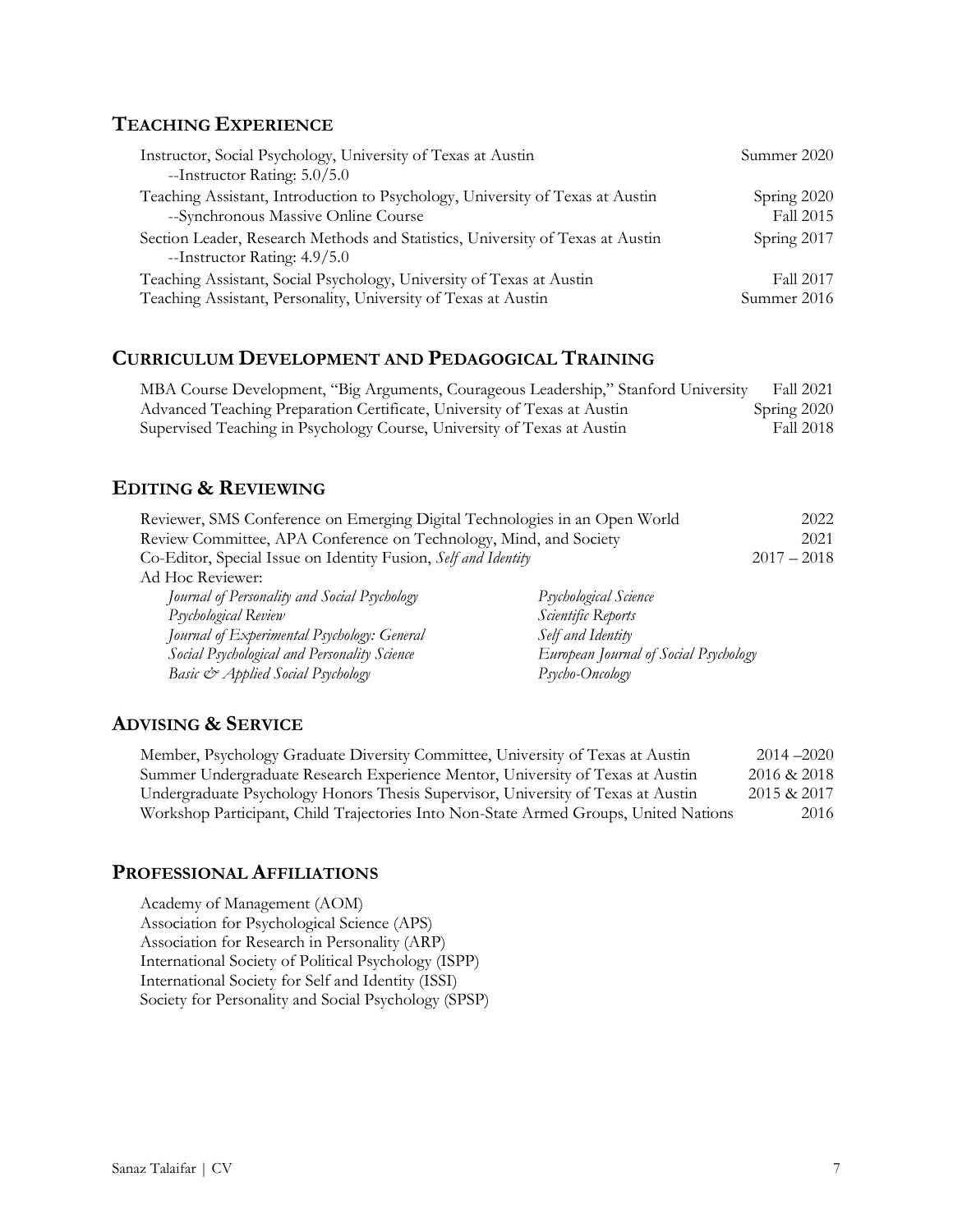## TEACHING EXPERIENCE

| | |
|---|---|
| Instructor, Social Psychology, University of Texas at Austin<br>--Instructor Rating: 5.0/5.0 | Summer 2020 |
| Teaching Assistant, Introduction to Psychology, University of Texas at Austin<br>--Synchronous Massive Online Course | Spring 2020<br>Fall 2015 |
| Section Leader, Research Methods and Statistics, University of Texas at Austin<br>--Instructor Rating: 4.9/5.0 | Spring 2017 |
| Teaching Assistant, Social Psychology, University of Texas at Austin | Fall 2017 |
| Teaching Assistant, Personality, University of Texas at Austin | Summer 2016 |

## CURRICULUM DEVELOPMENT AND PEDAGOGICAL TRAINING

| | |
|---|---|
| MBA Course Development, "Big Arguments, Courageous Leadership," Stanford University | Fall 2021 |
| Advanced Teaching Preparation Certificate, University of Texas at Austin | Spring 2020 |
| Supervised Teaching in Psychology Course, University of Texas at Austin | Fall 2018 |

## EDITING & REVIEWING

| | |
|---|---|
| Reviewer, SMS Conference on Emerging Digital Technologies in an Open World | 2022 |
| Review Committee, APA Conference on Technology, Mind, and Society | 2021 |
| Co-Editor, Special Issue on Identity Fusion, *Self and Identity* | 2017 – 2018 |

Ad Hoc Reviewer:

- *Journal of Personality and Social Psychology*
- *Psychological Review*
- *Journal of Experimental Psychology: General*
- *Social Psychological and Personality Science*
- *Basic & Applied Social Psychology*
- *Psychological Science*
- *Scientific Reports*
- *Self and Identity*
- *European Journal of Social Psychology*
- *Psycho-Oncology*

## ADVISING & SERVICE

| | |
|---|---|
| Member, Psychology Graduate Diversity Committee, University of Texas at Austin | 2014 –2020 |
| Summer Undergraduate Research Experience Mentor, University of Texas at Austin | 2016 & 2018 |
| Undergraduate Psychology Honors Thesis Supervisor, University of Texas at Austin | 2015 & 2017 |
| Workshop Participant, Child Trajectories Into Non-State Armed Groups, United Nations | 2016 |

## PROFESSIONAL AFFILIATIONS

Academy of Management (AOM)
Association for Psychological Science (APS)
Association for Research in Personality (ARP)
International Society of Political Psychology (ISPP)
International Society for Self and Identity (ISSI)
Society for Personality and Social Psychology (SPSP)